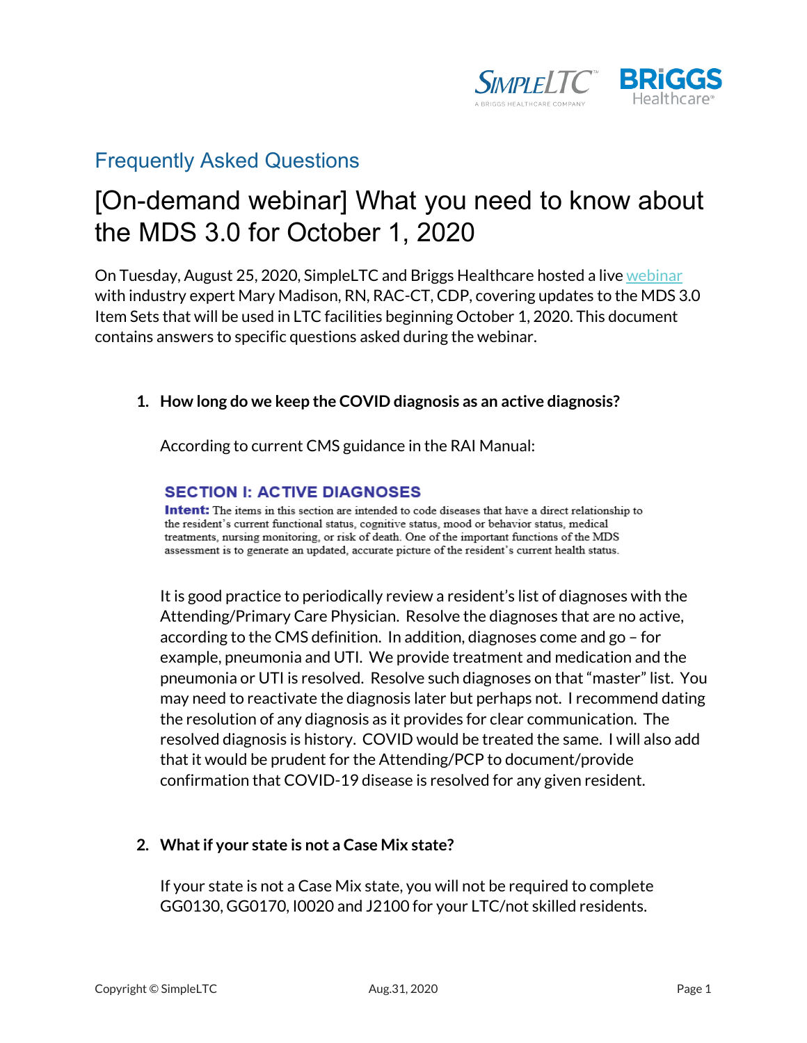## Frequently Asked Questions

# [On-demand webinar] What you need to know about the MDS 3.0 for October 1, 2020

On Tuesday, August 25, 2020, SimpleLTC and Briggs Healthcare hosted a live webinar with industry expert Mary Madison, RN, RAC-CT, CDP, covering updates to the MDS 3.0 Item Sets that will be used in LTC facilities beginning October 1, 2020. This document contains answers to specific questions asked during the webinar.

1. **How long do we keep the COVID diagnosis as an active diagnosis?**

   According to current CMS guidance in the RAI Manual:

   **SECTION I: ACTIVE DIAGNOSES**

   **Intent:** The items in this section are intended to code diseases that have a direct relationship to the resident's current functional status, cognitive status, mood or behavior status, medical treatments, nursing monitoring, or risk of death. One of the important functions of the MDS assessment is to generate an updated, accurate picture of the resident's current health status.

   It is good practice to periodically review a resident's list of diagnoses with the Attending/Primary Care Physician. Resolve the diagnoses that are no active, according to the CMS definition. In addition, diagnoses come and go – for example, pneumonia and UTI. We provide treatment and medication and the pneumonia or UTI is resolved. Resolve such diagnoses on that "master" list. You may need to reactivate the diagnosis later but perhaps not. I recommend dating the resolution of any diagnosis as it provides for clear communication. The resolved diagnosis is history. COVID would be treated the same. I will also add that it would be prudent for the Attending/PCP to document/provide confirmation that COVID-19 disease is resolved for any given resident.

2. **What if your state is not a Case Mix state?**

   If your state is not a Case Mix state, you will not be required to complete GG0130, GG0170, I0020 and J2100 for your LTC/not skilled residents.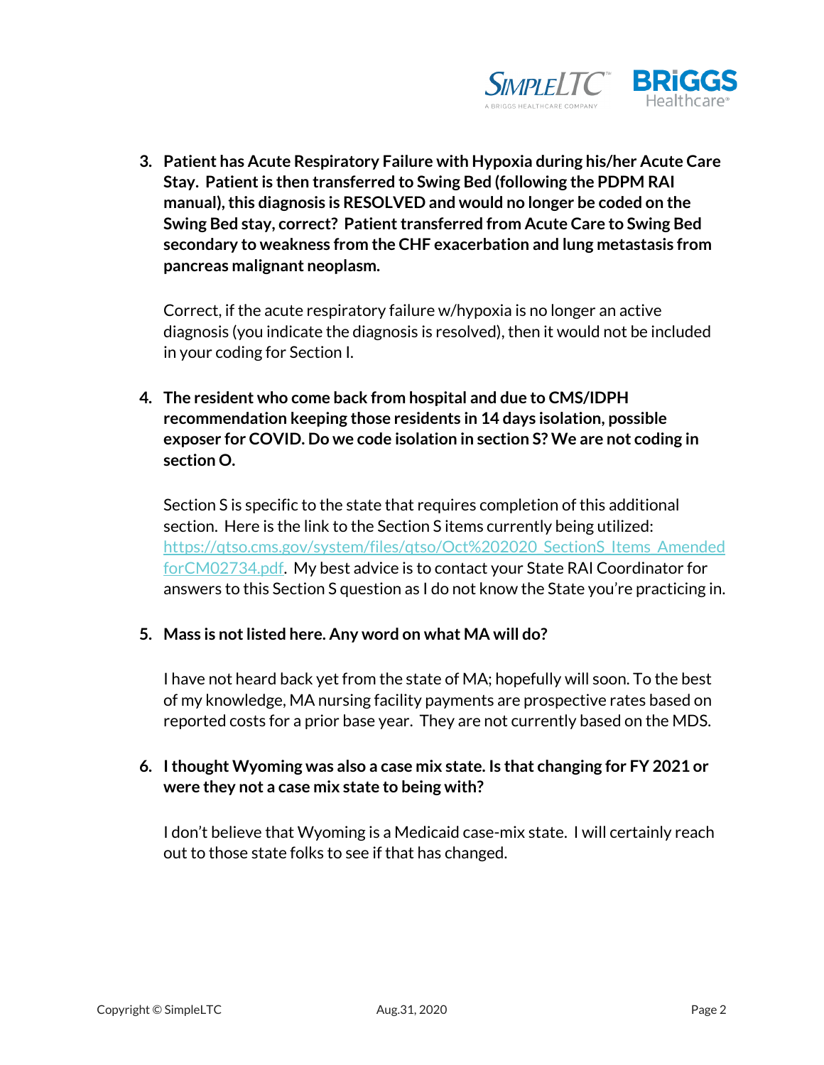3. **Patient has Acute Respiratory Failure with Hypoxia during his/her Acute Care Stay. Patient is then transferred to Swing Bed (following the PDPM RAI manual), this diagnosis is RESOLVED and would no longer be coded on the Swing Bed stay, correct? Patient transferred from Acute Care to Swing Bed secondary to weakness from the CHF exacerbation and lung metastasis from pancreas malignant neoplasm.**

   Correct, if the acute respiratory failure w/hypoxia is no longer an active diagnosis (you indicate the diagnosis is resolved), then it would not be included in your coding for Section I.

4. **The resident who come back from hospital and due to CMS/IDPH recommendation keeping those residents in 14 days isolation, possible exposer for COVID. Do we code isolation in section S? We are not coding in section O.**

   Section S is specific to the state that requires completion of this additional section. Here is the link to the Section S items currently being utilized: [https://qtso.cms.gov/system/files/qtso/Oct%202020_SectionS_Items_Amended forCM02734.pdf](https://qtso.cms.gov/system/files/qtso/Oct%202020_SectionS_Items_AmendedforCM02734.pdf). My best advice is to contact your State RAI Coordinator for answers to this Section S question as I do not know the State you're practicing in.

5. **Mass is not listed here. Any word on what MA will do?**

   I have not heard back yet from the state of MA; hopefully will soon. To the best of my knowledge, MA nursing facility payments are prospective rates based on reported costs for a prior base year. They are not currently based on the MDS.

6. **I thought Wyoming was also a case mix state. Is that changing for FY 2021 or were they not a case mix state to being with?**

   I don't believe that Wyoming is a Medicaid case-mix state. I will certainly reach out to those state folks to see if that has changed.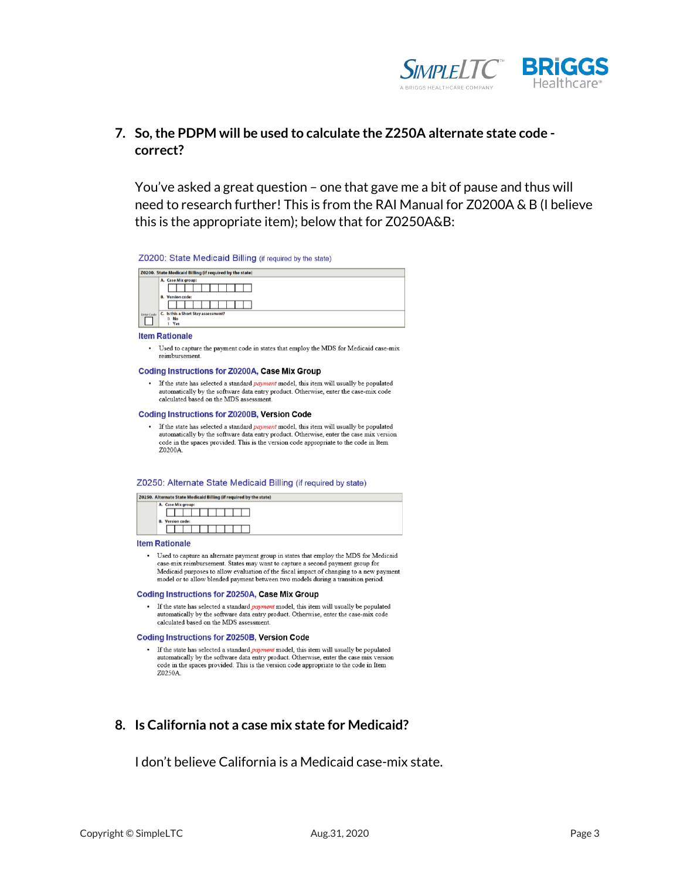7. **So, the PDPM will be used to calculate the Z250A alternate state code - correct?**

   You've asked a great question – one that gave me a bit of pause and thus will need to research further! This is from the RAI Manual for Z0200A & B (I believe this is the appropriate item); below that for Z0250A&B:

### Z0200: State Medicaid Billing (if required by the state)

| Z0200. State Medicaid Billing (if required by the state) | |
|---|---|
| | A. Case Mix group: |
| | B. Version code: |
| Enter Code | C. Is this a Short Stay assessment? 0. No 1. Yes |

#### Item Rationale

- Used to capture the payment code in states that employ the MDS for Medicaid case-mix reimbursement.

#### Coding Instructions for Z0200A, Case Mix Group

- If the state has selected a standard *payment* model, this item will usually be populated automatically by the software data entry product. Otherwise, enter the case-mix code calculated based on the MDS assessment.

#### Coding Instructions for Z0200B, Version Code

- If the state has selected a standard *payment* model, this item will usually be populated automatically by the software data entry product. Otherwise, enter the case mix version code in the spaces provided. This is the version code appropriate to the code in Item Z0200A.

### Z0250: Alternate State Medicaid Billing (if required by state)

| Z0250. Alternate State Medicaid Billing (if required by the state) | |
|---|---|
| | A. Case Mix group: |
| | B. Version code: |

#### Item Rationale

- Used to capture an alternate payment group in states that employ the MDS for Medicaid case-mix reimbursement. States may want to capture a second payment group for Medicaid purposes to allow evaluation of the fiscal impact of changing to a new payment model or to allow blended payment between two models during a transition period.

#### Coding Instructions for Z0250A, Case Mix Group

- If the state has selected a standard *payment* model, this item will usually be populated automatically by the software data entry product. Otherwise, enter the case-mix code calculated based on the MDS assessment.

#### Coding Instructions for Z0250B, Version Code

- If the state has selected a standard *payment* model, this item will usually be populated automatically by the software data entry product. Otherwise, enter the case mix version code in the spaces provided. This is the version code appropriate to the code in Item Z0250A.

8. **Is California not a case mix state for Medicaid?**

   I don't believe California is a Medicaid case-mix state.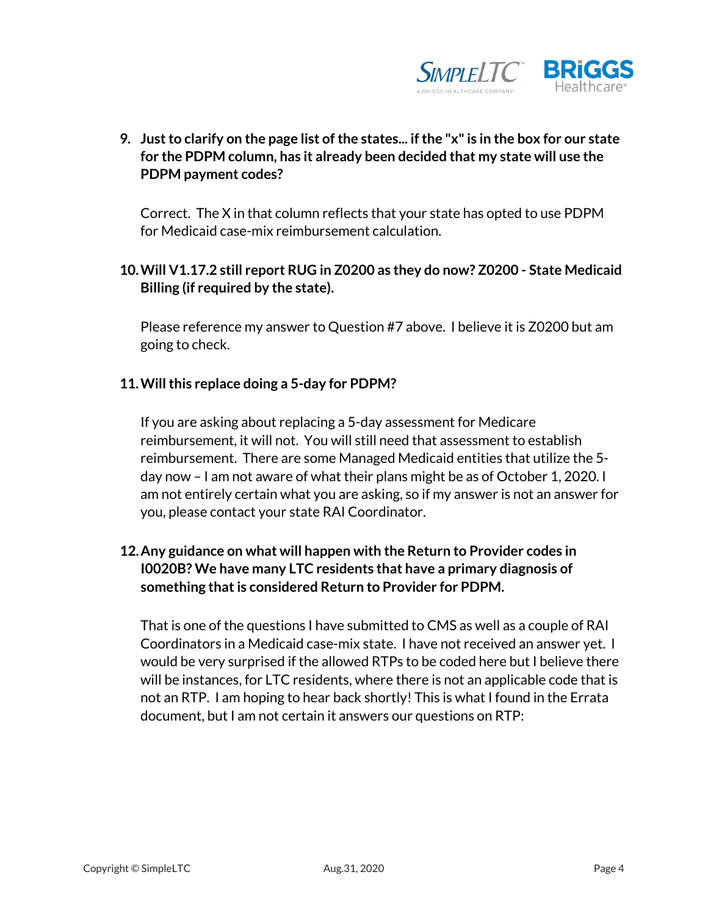9. **Just to clarify on the page list of the states... if the "x" is in the box for our state for the PDPM column, has it already been decided that my state will use the PDPM payment codes?**

   Correct. The X in that column reflects that your state has opted to use PDPM for Medicaid case-mix reimbursement calculation.

10. **Will V1.17.2 still report RUG in Z0200 as they do now? Z0200 - State Medicaid Billing (if required by the state).**

    Please reference my answer to Question #7 above. I believe it is Z0200 but am going to check.

11. **Will this replace doing a 5-day for PDPM?**

    If you are asking about replacing a 5-day assessment for Medicare reimbursement, it will not. You will still need that assessment to establish reimbursement. There are some Managed Medicaid entities that utilize the 5-day now – I am not aware of what their plans might be as of October 1, 2020. I am not entirely certain what you are asking, so if my answer is not an answer for you, please contact your state RAI Coordinator.

12. **Any guidance on what will happen with the Return to Provider codes in I0020B? We have many LTC residents that have a primary diagnosis of something that is considered Return to Provider for PDPM.**

    That is one of the questions I have submitted to CMS as well as a couple of RAI Coordinators in a Medicaid case-mix state. I have not received an answer yet. I would be very surprised if the allowed RTPs to be coded here but I believe there will be instances, for LTC residents, where there is not an applicable code that is not an RTP. I am hoping to hear back shortly! This is what I found in the Errata document, but I am not certain it answers our questions on RTP: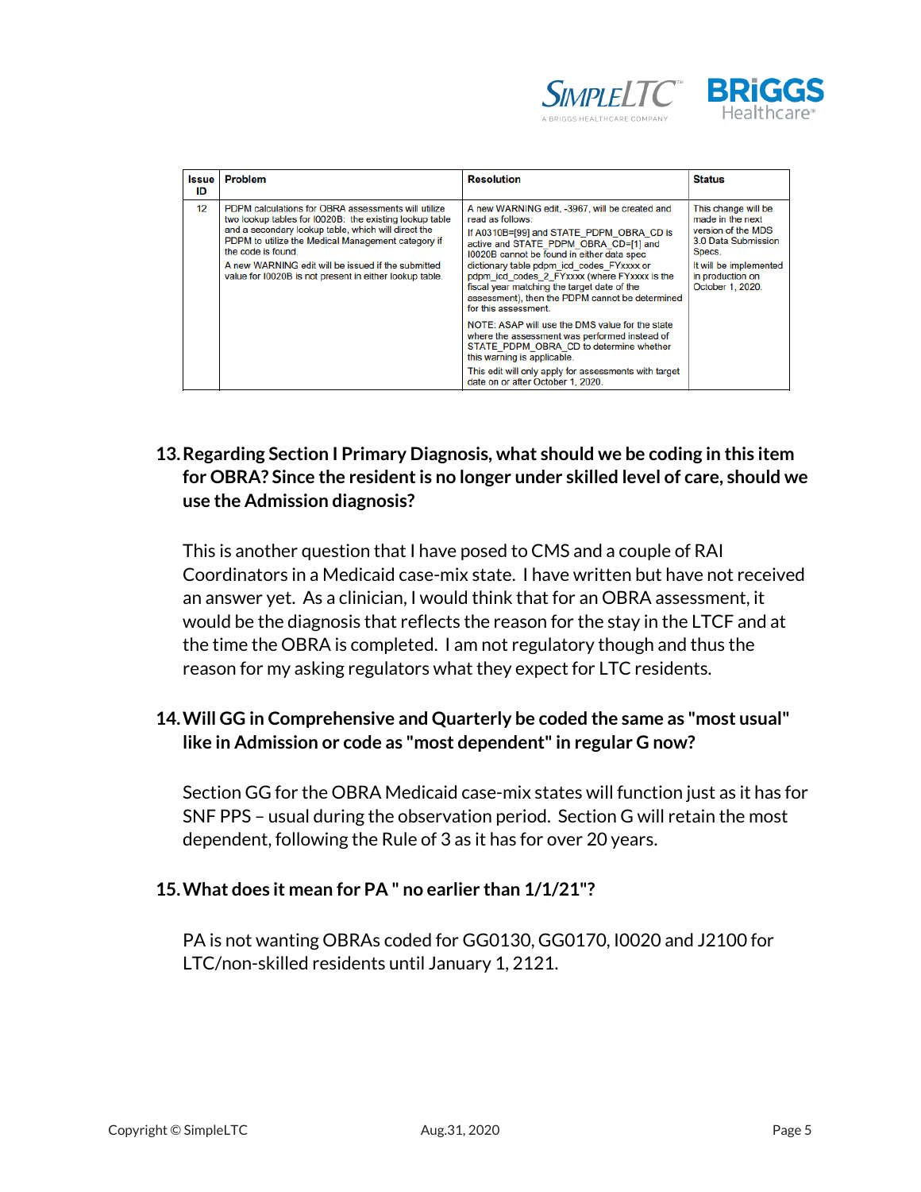| Issue ID | Problem | Resolution | Status |
|---|---|---|---|
| 12 | PDPM calculations for OBRA assessments will utilize two lookup tables for I0020B: the existing lookup table and a secondary lookup table, which will direct the PDPM to utilize the Medical Management category if the code is found.<br>A new WARNING edit will be issued if the submitted value for I0020B is not present in either lookup table. | A new WARNING edit, -3967, will be created and read as follows:<br>If A0310B=[99] and STATE_PDPM_OBRA_CD is active and STATE_PDPM_OBRA_CD=[1] and I0020B cannot be found in either data spec dictionary table pdpm_icd_codes_FYxxxx or pdpm_icd_codes_2_FYxxxx (where FYxxxx is the fiscal year matching the target date of the assessment), then the PDPM cannot be determined for this assessment.<br>NOTE: ASAP will use the DMS value for the state where the assessment was performed instead of STATE_PDPM_OBRA_CD to determine whether this warning is applicable.<br>This edit will only apply for assessments with target date on or after October 1, 2020. | This change will be made in the next version of the MDS 3.0 Data Submission Specs.<br>It will be implemented in production on October 1, 2020. |

**13. Regarding Section I Primary Diagnosis, what should we be coding in this item for OBRA? Since the resident is no longer under skilled level of care, should we use the Admission diagnosis?**

This is another question that I have posed to CMS and a couple of RAI Coordinators in a Medicaid case-mix state. I have written but have not received an answer yet. As a clinician, I would think that for an OBRA assessment, it would be the diagnosis that reflects the reason for the stay in the LTCF and at the time the OBRA is completed. I am not regulatory though and thus the reason for my asking regulators what they expect for LTC residents.

**14. Will GG in Comprehensive and Quarterly be coded the same as "most usual" like in Admission or code as "most dependent" in regular G now?**

Section GG for the OBRA Medicaid case-mix states will function just as it has for SNF PPS – usual during the observation period. Section G will retain the most dependent, following the Rule of 3 as it has for over 20 years.

**15. What does it mean for PA " no earlier than 1/1/21"?**

PA is not wanting OBRAs coded for GG0130, GG0170, I0020 and J2100 for LTC/non-skilled residents until January 1, 2121.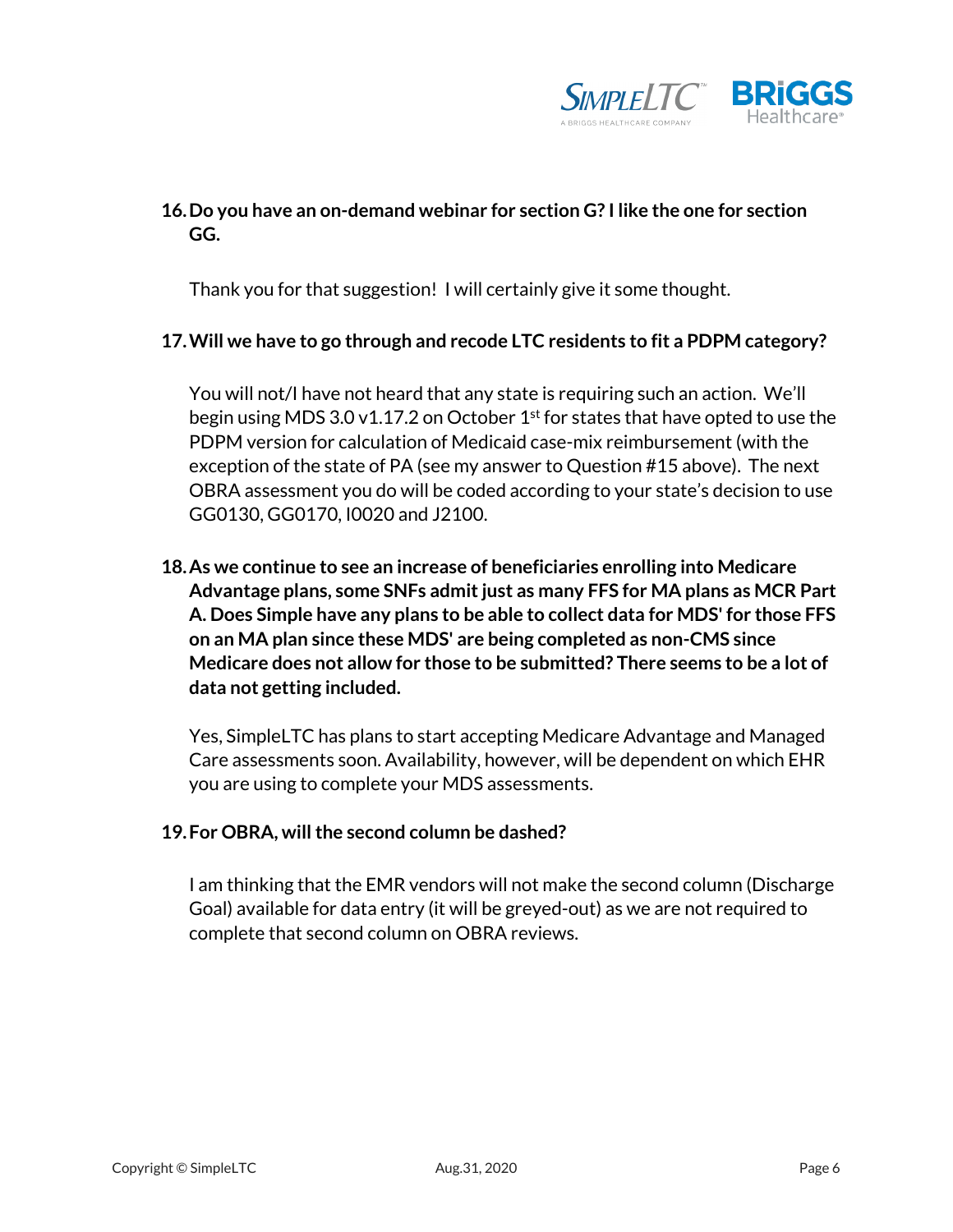16. **Do you have an on-demand webinar for section G? I like the one for section GG.**

    Thank you for that suggestion! I will certainly give it some thought.

17. **Will we have to go through and recode LTC residents to fit a PDPM category?**

    You will not/I have not heard that any state is requiring such an action. We'll begin using MDS 3.0 v1.17.2 on October 1st for states that have opted to use the PDPM version for calculation of Medicaid case-mix reimbursement (with the exception of the state of PA (see my answer to Question #15 above). The next OBRA assessment you do will be coded according to your state's decision to use GG0130, GG0170, I0020 and J2100.

18. **As we continue to see an increase of beneficiaries enrolling into Medicare Advantage plans, some SNFs admit just as many FFS for MA plans as MCR Part A. Does Simple have any plans to be able to collect data for MDS' for those FFS on an MA plan since these MDS' are being completed as non-CMS since Medicare does not allow for those to be submitted? There seems to be a lot of data not getting included.**

    Yes, SimpleLTC has plans to start accepting Medicare Advantage and Managed Care assessments soon. Availability, however, will be dependent on which EHR you are using to complete your MDS assessments.

19. **For OBRA, will the second column be dashed?**

    I am thinking that the EMR vendors will not make the second column (Discharge Goal) available for data entry (it will be greyed-out) as we are not required to complete that second column on OBRA reviews.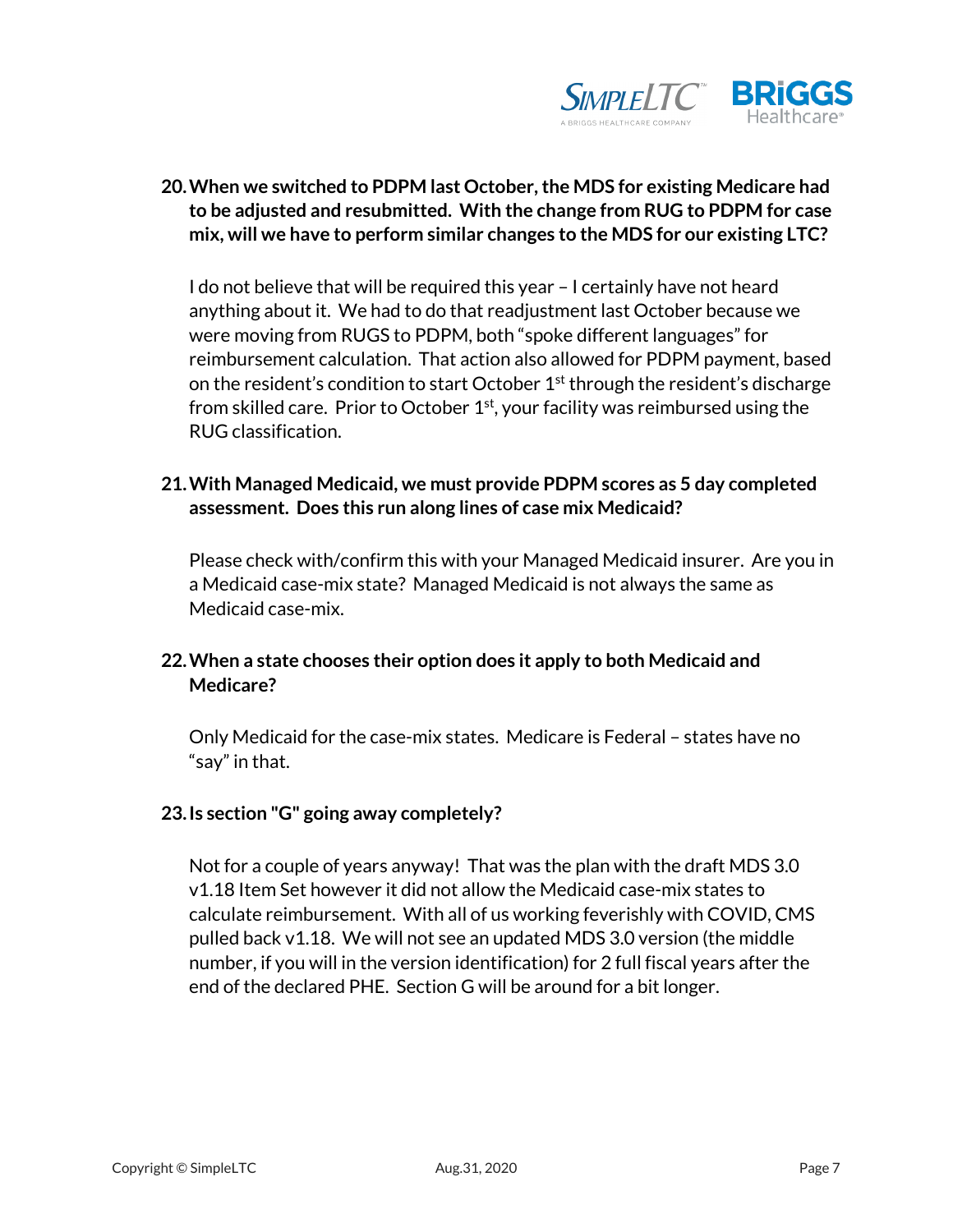**20. When we switched to PDPM last October, the MDS for existing Medicare had to be adjusted and resubmitted. With the change from RUG to PDPM for case mix, will we have to perform similar changes to the MDS for our existing LTC?**

I do not believe that will be required this year – I certainly have not heard anything about it. We had to do that readjustment last October because we were moving from RUGS to PDPM, both "spoke different languages" for reimbursement calculation. That action also allowed for PDPM payment, based on the resident's condition to start October 1st through the resident's discharge from skilled care. Prior to October 1st, your facility was reimbursed using the RUG classification.

**21. With Managed Medicaid, we must provide PDPM scores as 5 day completed assessment. Does this run along lines of case mix Medicaid?**

Please check with/confirm this with your Managed Medicaid insurer. Are you in a Medicaid case-mix state? Managed Medicaid is not always the same as Medicaid case-mix.

**22. When a state chooses their option does it apply to both Medicaid and Medicare?**

Only Medicaid for the case-mix states. Medicare is Federal – states have no "say" in that.

**23. Is section "G" going away completely?**

Not for a couple of years anyway! That was the plan with the draft MDS 3.0 v1.18 Item Set however it did not allow the Medicaid case-mix states to calculate reimbursement. With all of us working feverishly with COVID, CMS pulled back v1.18. We will not see an updated MDS 3.0 version (the middle number, if you will in the version identification) for 2 full fiscal years after the end of the declared PHE. Section G will be around for a bit longer.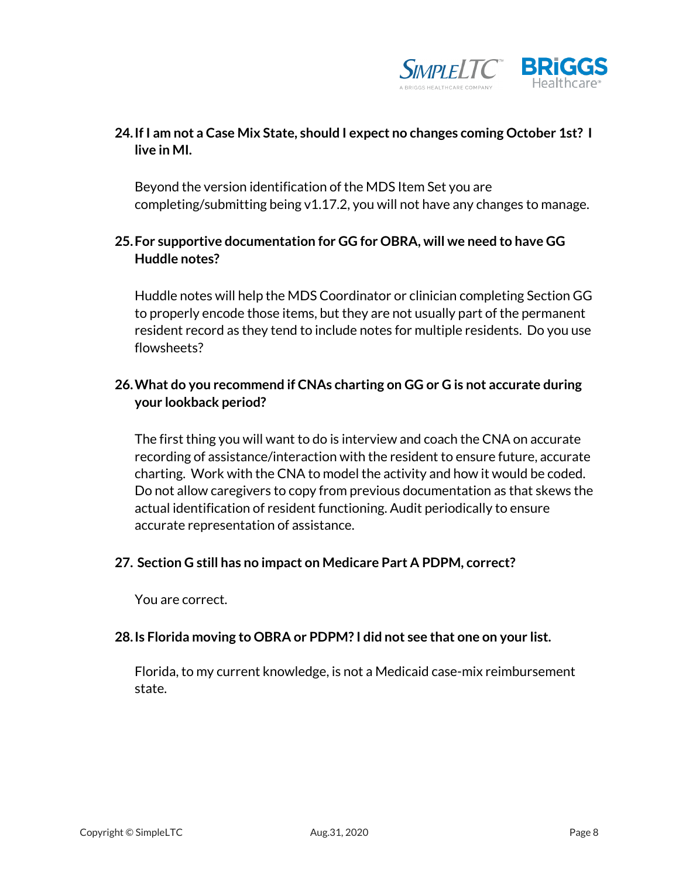**24. If I am not a Case Mix State, should I expect no changes coming October 1st? I live in MI.**

Beyond the version identification of the MDS Item Set you are completing/submitting being v1.17.2, you will not have any changes to manage.

**25. For supportive documentation for GG for OBRA, will we need to have GG Huddle notes?**

Huddle notes will help the MDS Coordinator or clinician completing Section GG to properly encode those items, but they are not usually part of the permanent resident record as they tend to include notes for multiple residents. Do you use flowsheets?

**26. What do you recommend if CNAs charting on GG or G is not accurate during your lookback period?**

The first thing you will want to do is interview and coach the CNA on accurate recording of assistance/interaction with the resident to ensure future, accurate charting. Work with the CNA to model the activity and how it would be coded. Do not allow caregivers to copy from previous documentation as that skews the actual identification of resident functioning. Audit periodically to ensure accurate representation of assistance.

**27. Section G still has no impact on Medicare Part A PDPM, correct?**

You are correct.

**28. Is Florida moving to OBRA or PDPM? I did not see that one on your list.**

Florida, to my current knowledge, is not a Medicaid case-mix reimbursement state.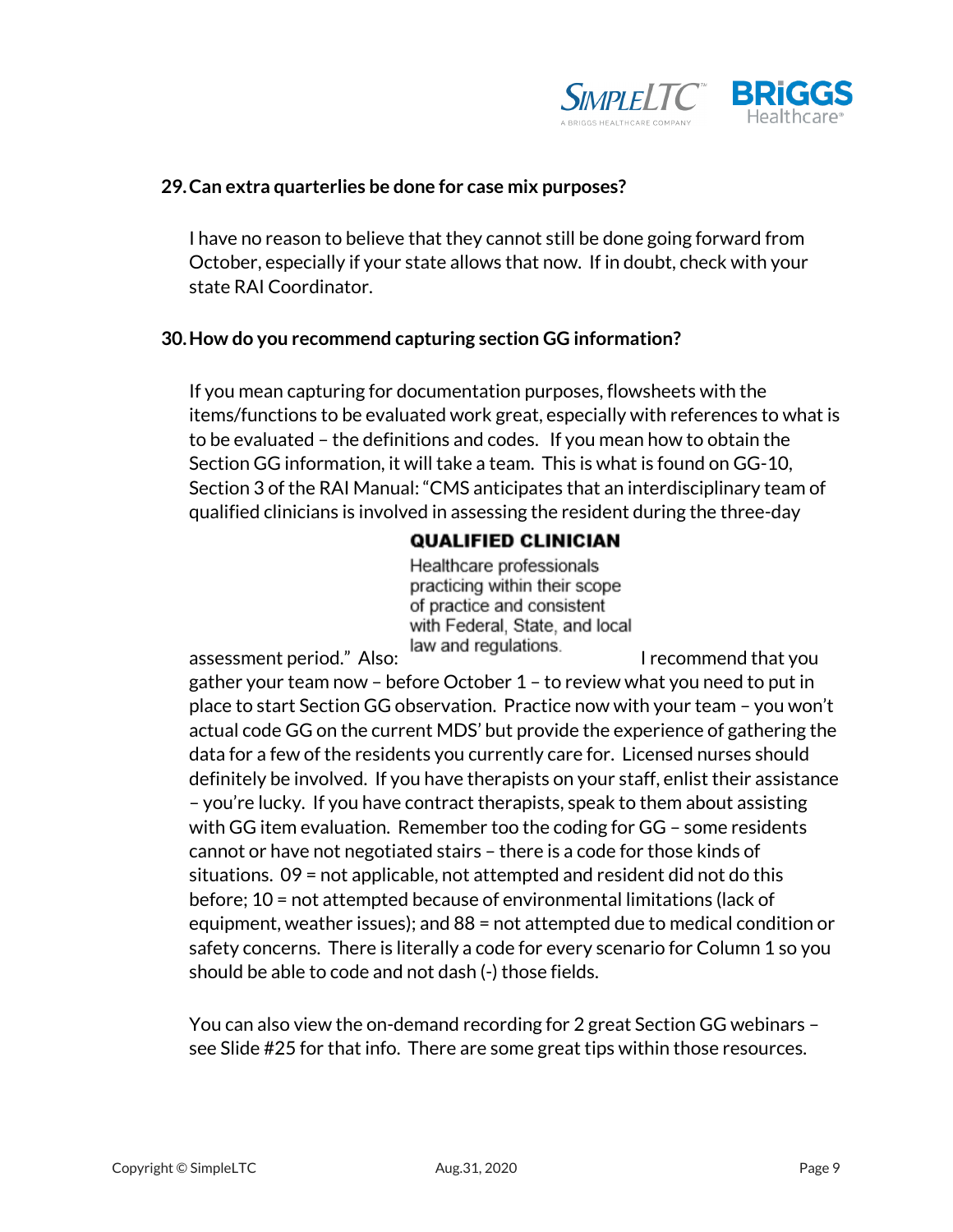**29. Can extra quarterlies be done for case mix purposes?**

I have no reason to believe that they cannot still be done going forward from October, especially if your state allows that now. If in doubt, check with your state RAI Coordinator.

**30. How do you recommend capturing section GG information?**

If you mean capturing for documentation purposes, flowsheets with the items/functions to be evaluated work great, especially with references to what is to be evaluated – the definitions and codes. If you mean how to obtain the Section GG information, it will take a team. This is what is found on GG-10, Section 3 of the RAI Manual: "CMS anticipates that an interdisciplinary team of qualified clinicians is involved in assessing the resident during the three-day assessment period." Also:

**QUALIFIED CLINICIAN**

Healthcare professionals practicing within their scope of practice and consistent with Federal, State, and local law and regulations.

I recommend that you gather your team now – before October 1 – to review what you need to put in place to start Section GG observation. Practice now with your team – you won't actual code GG on the current MDS' but provide the experience of gathering the data for a few of the residents you currently care for. Licensed nurses should definitely be involved. If you have therapists on your staff, enlist their assistance – you're lucky. If you have contract therapists, speak to them about assisting with GG item evaluation. Remember too the coding for GG – some residents cannot or have not negotiated stairs – there is a code for those kinds of situations. 09 = not applicable, not attempted and resident did not do this before; 10 = not attempted because of environmental limitations (lack of equipment, weather issues); and 88 = not attempted due to medical condition or safety concerns. There is literally a code for every scenario for Column 1 so you should be able to code and not dash (-) those fields.

You can also view the on-demand recording for 2 great Section GG webinars – see Slide #25 for that info. There are some great tips within those resources.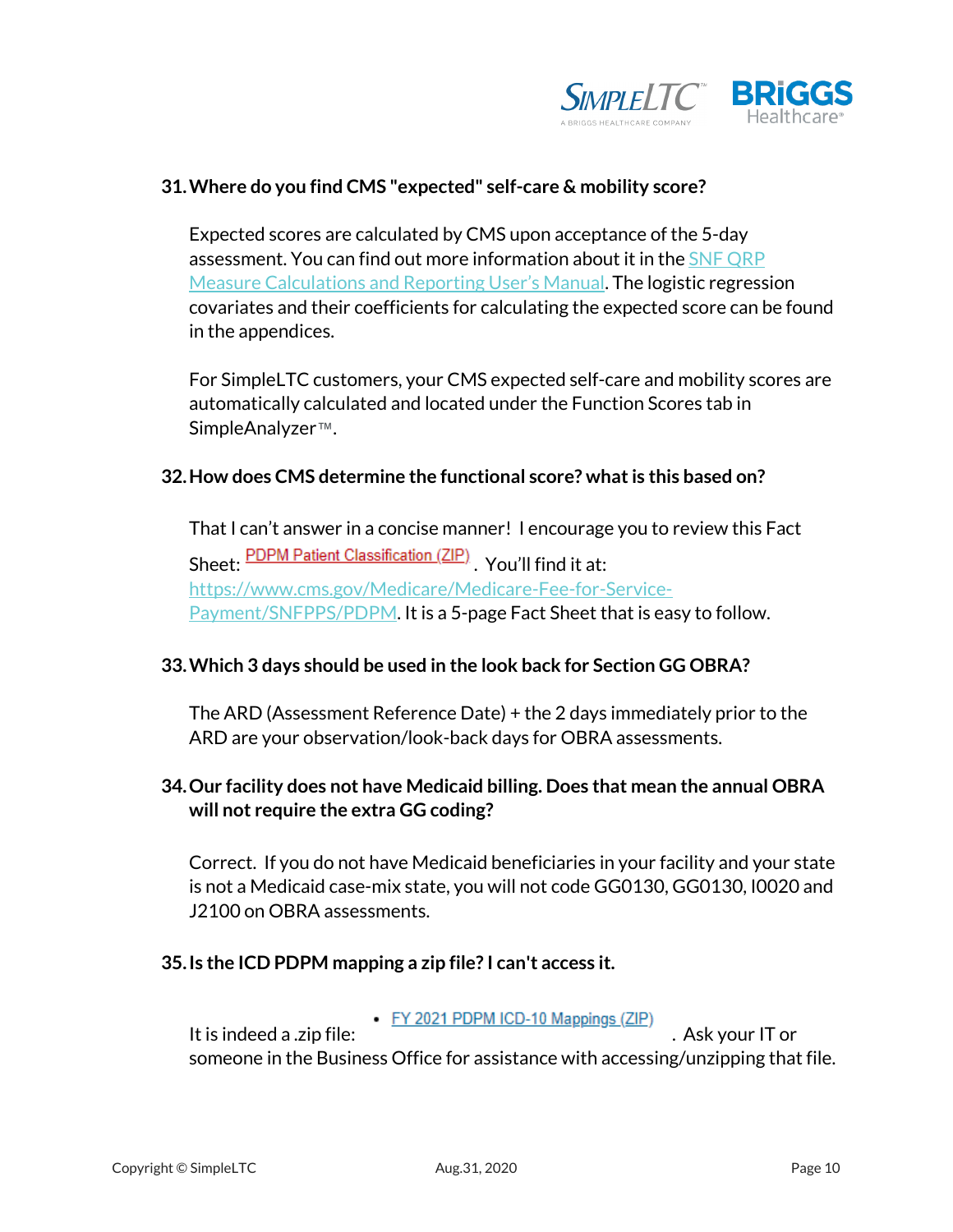**31. Where do you find CMS "expected" self-care & mobility score?**

Expected scores are calculated by CMS upon acceptance of the 5-day assessment. You can find out more information about it in the SNF QRP Measure Calculations and Reporting User's Manual. The logistic regression covariates and their coefficients for calculating the expected score can be found in the appendices.

For SimpleLTC customers, your CMS expected self-care and mobility scores are automatically calculated and located under the Function Scores tab in SimpleAnalyzer™.

**32. How does CMS determine the functional score? what is this based on?**

That I can't answer in a concise manner! I encourage you to review this Fact Sheet: PDPM Patient Classification (ZIP). You'll find it at: https://www.cms.gov/Medicare/Medicare-Fee-for-Service-Payment/SNFPPS/PDPM. It is a 5-page Fact Sheet that is easy to follow.

**33. Which 3 days should be used in the look back for Section GG OBRA?**

The ARD (Assessment Reference Date) + the 2 days immediately prior to the ARD are your observation/look-back days for OBRA assessments.

**34. Our facility does not have Medicaid billing. Does that mean the annual OBRA will not require the extra GG coding?**

Correct. If you do not have Medicaid beneficiaries in your facility and your state is not a Medicaid case-mix state, you will not code GG0130, GG0130, I0020 and J2100 on OBRA assessments.

**35. Is the ICD PDPM mapping a zip file? I can't access it.**

It is indeed a .zip file:

- FY 2021 PDPM ICD-10 Mappings (ZIP)

. Ask your IT or someone in the Business Office for assistance with accessing/unzipping that file.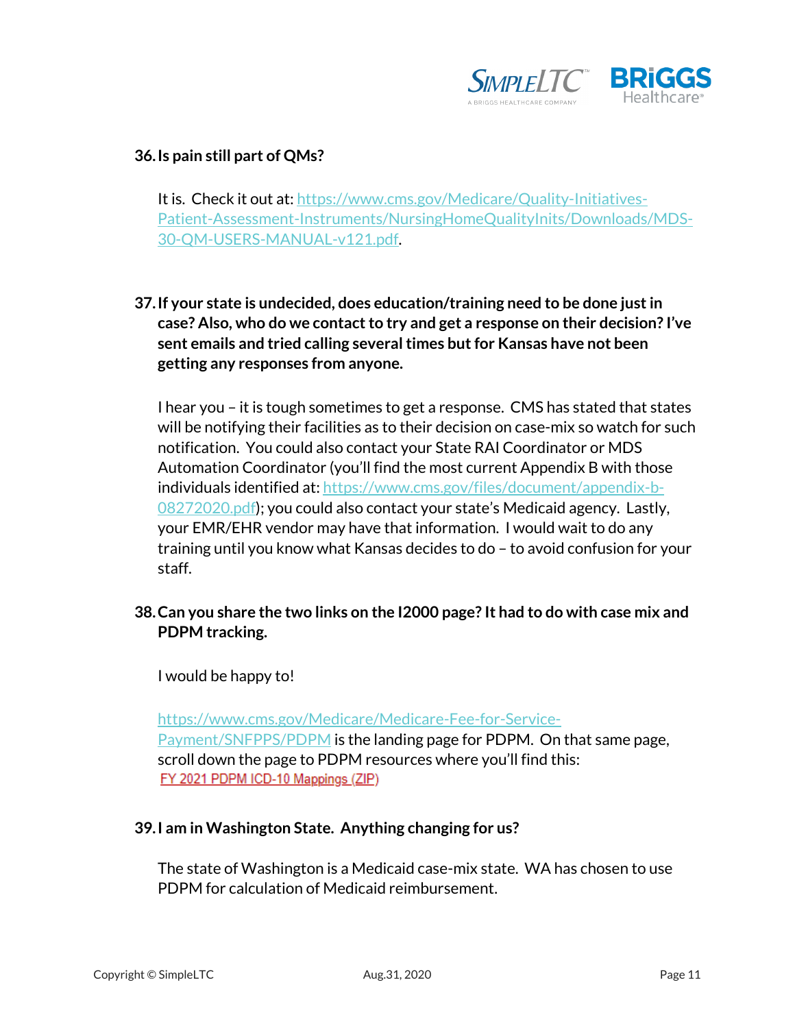**36. Is pain still part of QMs?**

It is. Check it out at: https://www.cms.gov/Medicare/Quality-Initiatives-Patient-Assessment-Instruments/NursingHomeQualityInits/Downloads/MDS-30-QM-USERS-MANUAL-v121.pdf.

**37. If your state is undecided, does education/training need to be done just in case? Also, who do we contact to try and get a response on their decision? I've sent emails and tried calling several times but for Kansas have not been getting any responses from anyone.**

I hear you – it is tough sometimes to get a response. CMS has stated that states will be notifying their facilities as to their decision on case-mix so watch for such notification. You could also contact your State RAI Coordinator or MDS Automation Coordinator (you'll find the most current Appendix B with those individuals identified at: https://www.cms.gov/files/document/appendix-b-08272020.pdf); you could also contact your state's Medicaid agency. Lastly, your EMR/EHR vendor may have that information. I would wait to do any training until you know what Kansas decides to do – to avoid confusion for your staff.

**38. Can you share the two links on the I2000 page? It had to do with case mix and PDPM tracking.**

I would be happy to!

https://www.cms.gov/Medicare/Medicare-Fee-for-Service-Payment/SNFPPS/PDPM is the landing page for PDPM. On that same page, scroll down the page to PDPM resources where you'll find this: FY 2021 PDPM ICD-10 Mappings (ZIP)

**39. I am in Washington State. Anything changing for us?**

The state of Washington is a Medicaid case-mix state. WA has chosen to use PDPM for calculation of Medicaid reimbursement.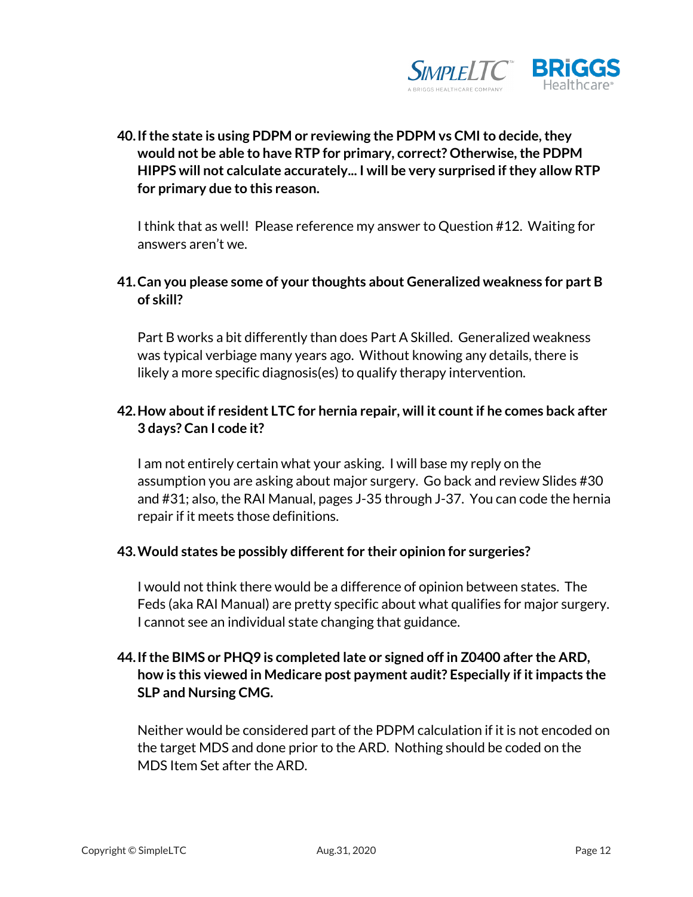**40. If the state is using PDPM or reviewing the PDPM vs CMI to decide, they would not be able to have RTP for primary, correct? Otherwise, the PDPM HIPPS will not calculate accurately... I will be very surprised if they allow RTP for primary due to this reason.**

I think that as well! Please reference my answer to Question #12. Waiting for answers aren't we.

**41. Can you please some of your thoughts about Generalized weakness for part B of skill?**

Part B works a bit differently than does Part A Skilled. Generalized weakness was typical verbiage many years ago. Without knowing any details, there is likely a more specific diagnosis(es) to qualify therapy intervention.

**42. How about if resident LTC for hernia repair, will it count if he comes back after 3 days? Can I code it?**

I am not entirely certain what your asking. I will base my reply on the assumption you are asking about major surgery. Go back and review Slides #30 and #31; also, the RAI Manual, pages J-35 through J-37. You can code the hernia repair if it meets those definitions.

**43. Would states be possibly different for their opinion for surgeries?**

I would not think there would be a difference of opinion between states. The Feds (aka RAI Manual) are pretty specific about what qualifies for major surgery. I cannot see an individual state changing that guidance.

**44. If the BIMS or PHQ9 is completed late or signed off in Z0400 after the ARD, how is this viewed in Medicare post payment audit? Especially if it impacts the SLP and Nursing CMG.**

Neither would be considered part of the PDPM calculation if it is not encoded on the target MDS and done prior to the ARD. Nothing should be coded on the MDS Item Set after the ARD.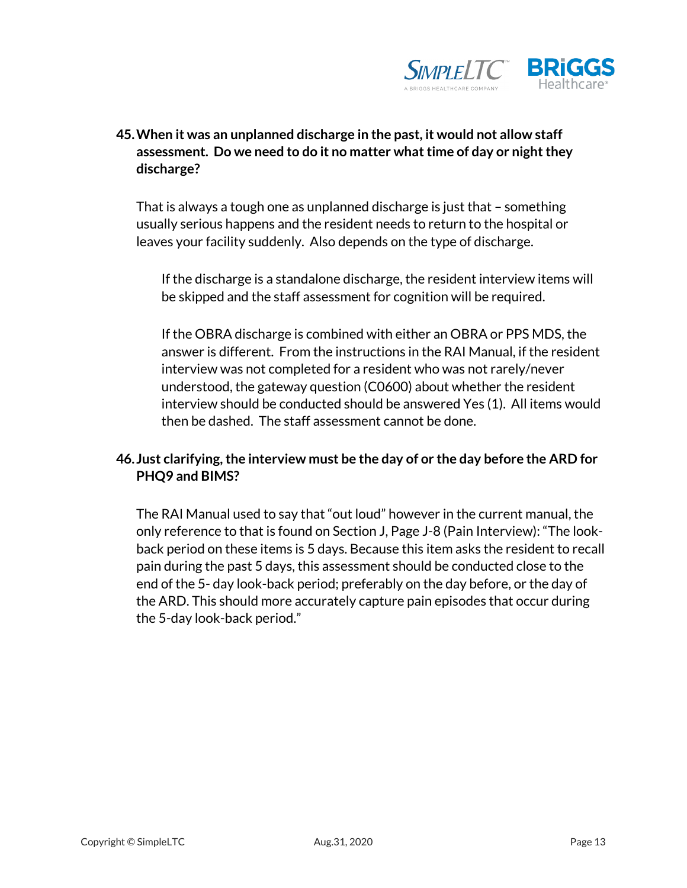**45. When it was an unplanned discharge in the past, it would not allow staff assessment. Do we need to do it no matter what time of day or night they discharge?**

That is always a tough one as unplanned discharge is just that – something usually serious happens and the resident needs to return to the hospital or leaves your facility suddenly. Also depends on the type of discharge.

> If the discharge is a standalone discharge, the resident interview items will be skipped and the staff assessment for cognition will be required.
>
> If the OBRA discharge is combined with either an OBRA or PPS MDS, the answer is different. From the instructions in the RAI Manual, if the resident interview was not completed for a resident who was not rarely/never understood, the gateway question (C0600) about whether the resident interview should be conducted should be answered Yes (1). All items would then be dashed. The staff assessment cannot be done.

**46. Just clarifying, the interview must be the day of or the day before the ARD for PHQ9 and BIMS?**

The RAI Manual used to say that "out loud" however in the current manual, the only reference to that is found on Section J, Page J-8 (Pain Interview): "The look-back period on these items is 5 days. Because this item asks the resident to recall pain during the past 5 days, this assessment should be conducted close to the end of the 5- day look-back period; preferably on the day before, or the day of the ARD. This should more accurately capture pain episodes that occur during the 5-day look-back period."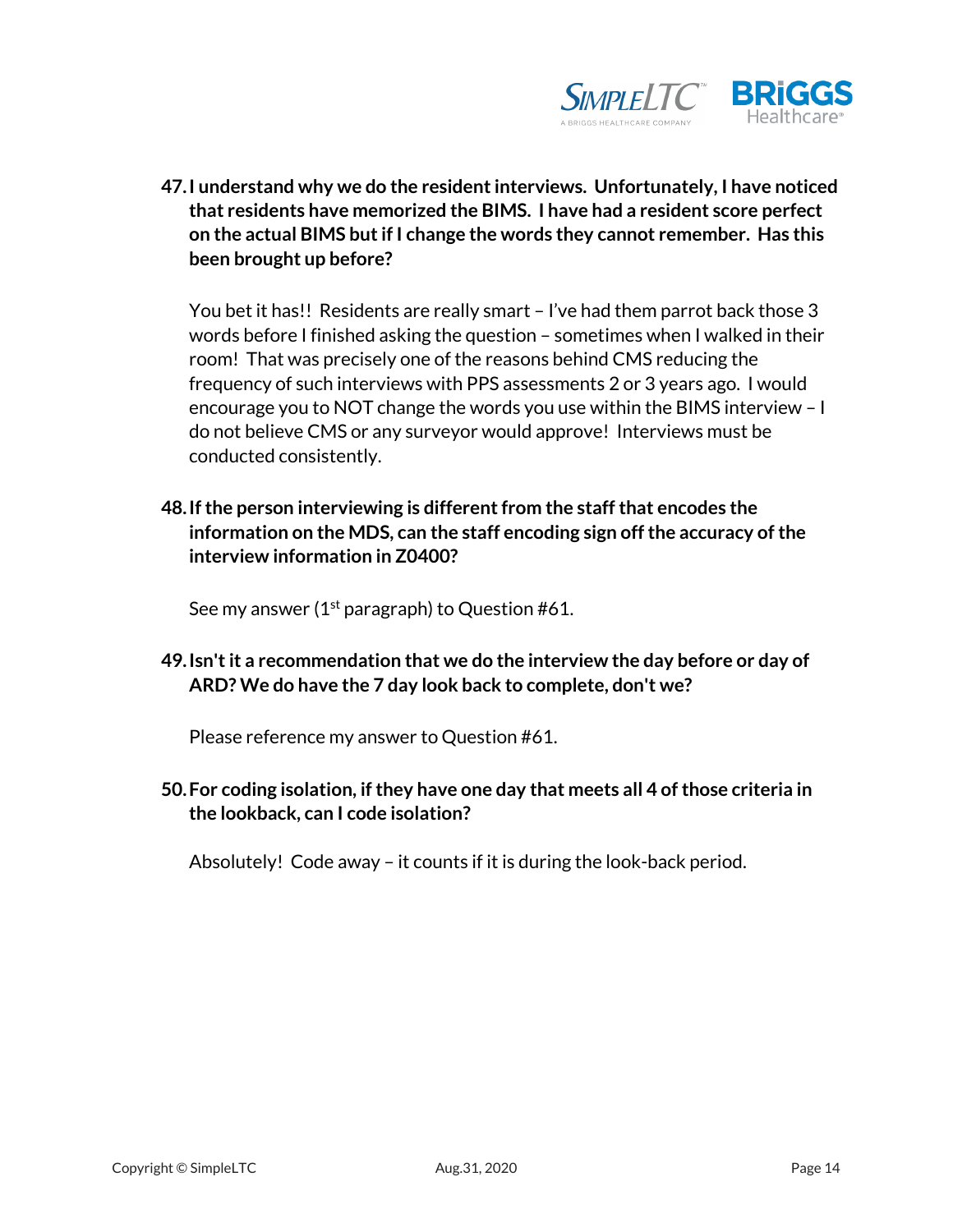**47. I understand why we do the resident interviews. Unfortunately, I have noticed that residents have memorized the BIMS. I have had a resident score perfect on the actual BIMS but if I change the words they cannot remember. Has this been brought up before?**

You bet it has!! Residents are really smart – I've had them parrot back those 3 words before I finished asking the question – sometimes when I walked in their room! That was precisely one of the reasons behind CMS reducing the frequency of such interviews with PPS assessments 2 or 3 years ago. I would encourage you to NOT change the words you use within the BIMS interview – I do not believe CMS or any surveyor would approve! Interviews must be conducted consistently.

**48. If the person interviewing is different from the staff that encodes the information on the MDS, can the staff encoding sign off the accuracy of the interview information in Z0400?**

See my answer (1st paragraph) to Question #61.

**49. Isn't it a recommendation that we do the interview the day before or day of ARD? We do have the 7 day look back to complete, don't we?**

Please reference my answer to Question #61.

**50. For coding isolation, if they have one day that meets all 4 of those criteria in the lookback, can I code isolation?**

Absolutely! Code away – it counts if it is during the look-back period.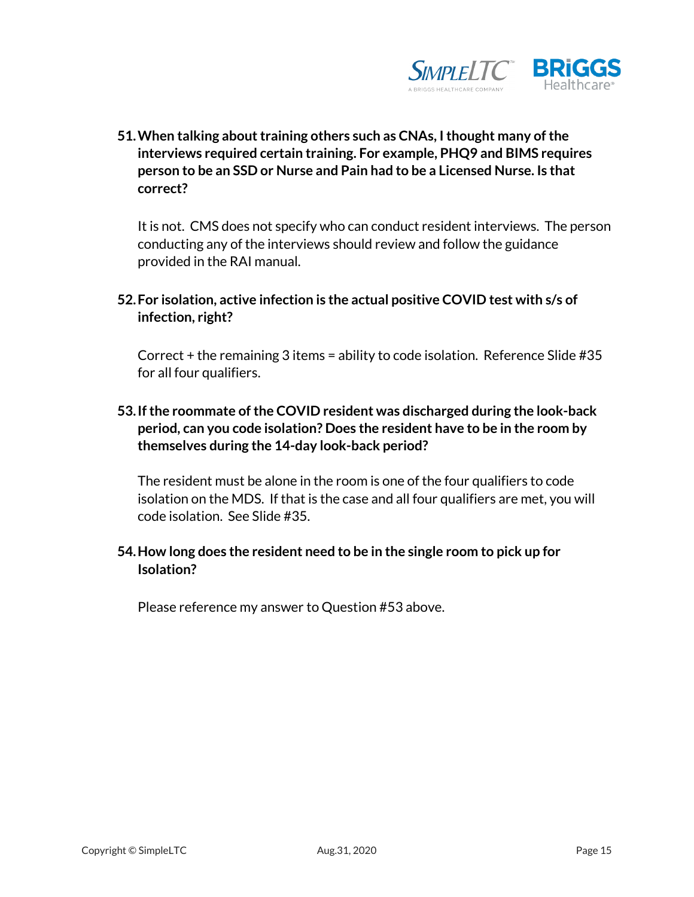**51. When talking about training others such as CNAs, I thought many of the interviews required certain training. For example, PHQ9 and BIMS requires person to be an SSD or Nurse and Pain had to be a Licensed Nurse. Is that correct?**

It is not. CMS does not specify who can conduct resident interviews. The person conducting any of the interviews should review and follow the guidance provided in the RAI manual.

**52. For isolation, active infection is the actual positive COVID test with s/s of infection, right?**

Correct + the remaining 3 items = ability to code isolation. Reference Slide #35 for all four qualifiers.

**53. If the roommate of the COVID resident was discharged during the look-back period, can you code isolation? Does the resident have to be in the room by themselves during the 14-day look-back period?**

The resident must be alone in the room is one of the four qualifiers to code isolation on the MDS. If that is the case and all four qualifiers are met, you will code isolation. See Slide #35.

**54. How long does the resident need to be in the single room to pick up for Isolation?**

Please reference my answer to Question #53 above.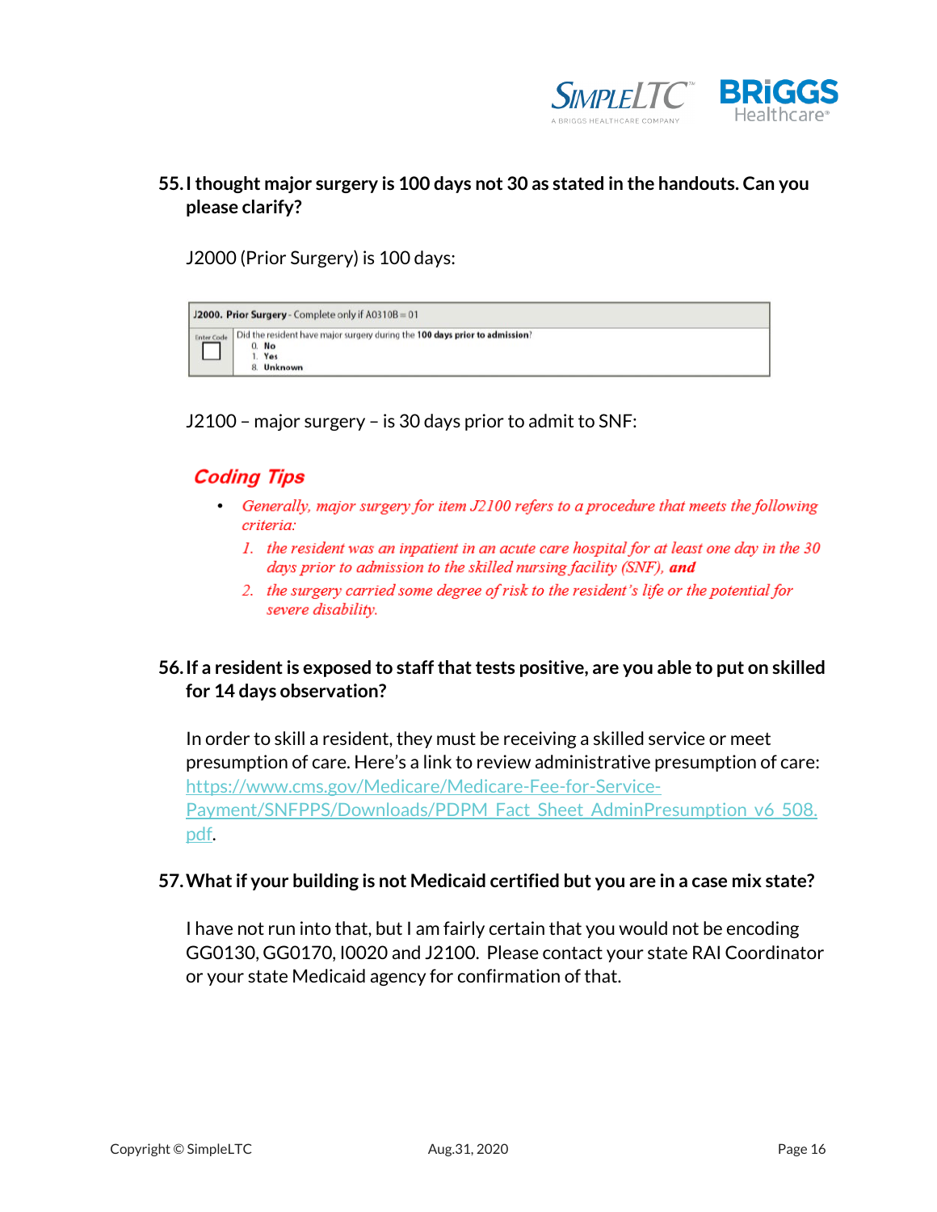## 55. I thought major surgery is 100 days not 30 as stated in the handouts. Can you please clarify?

J2000 (Prior Surgery) is 100 days:

| **J2000. Prior Surgery** - Complete only if A0310B = 01 | |
|---|---|
| Enter Code | Did the resident have major surgery during the **100 days prior to admission**?<br>0. **No**<br>1. **Yes**<br>8. **Unknown** |

J2100 – major surgery – is 30 days prior to admit to SNF:

***Coding Tips***

- *Generally, major surgery for item J2100 refers to a procedure that meets the following criteria:*
  1. *the resident was an inpatient in an acute care hospital for at least one day in the 30 days prior to admission to the skilled nursing facility (SNF),* ***and***
  2. *the surgery carried some degree of risk to the resident's life or the potential for severe disability.*

## 56. If a resident is exposed to staff that tests positive, are you able to put on skilled for 14 days observation?

In order to skill a resident, they must be receiving a skilled service or meet presumption of care. Here's a link to review administrative presumption of care: https://www.cms.gov/Medicare/Medicare-Fee-for-Service-Payment/SNFPPS/Downloads/PDPM_Fact_Sheet_AdminPresumption_v6_508.pdf.

## 57. What if your building is not Medicaid certified but you are in a case mix state?

I have not run into that, but I am fairly certain that you would not be encoding GG0130, GG0170, I0020 and J2100. Please contact your state RAI Coordinator or your state Medicaid agency for confirmation of that.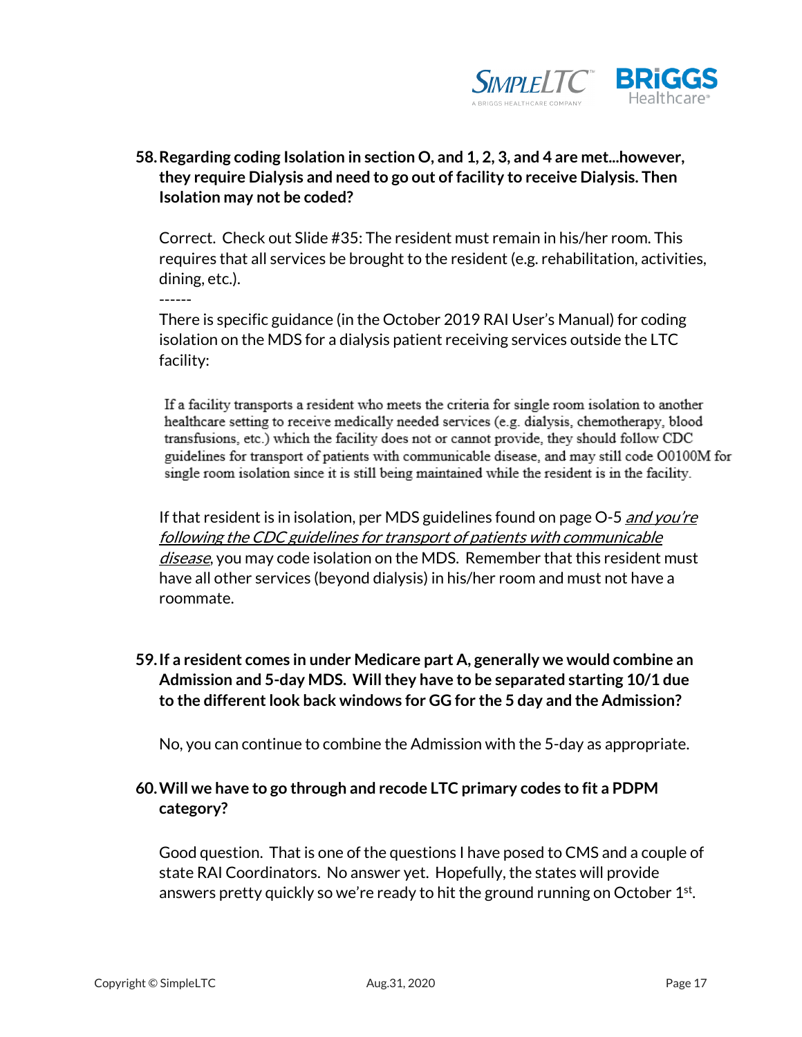**58. Regarding coding Isolation in section O, and 1, 2, 3, and 4 are met...however, they require Dialysis and need to go out of facility to receive Dialysis. Then Isolation may not be coded?**

Correct. Check out Slide #35: The resident must remain in his/her room. This requires that all services be brought to the resident (e.g. rehabilitation, activities, dining, etc.).

------

There is specific guidance (in the October 2019 RAI User's Manual) for coding isolation on the MDS for a dialysis patient receiving services outside the LTC facility:

> If a facility transports a resident who meets the criteria for single room isolation to another healthcare setting to receive medically needed services (e.g. dialysis, chemotherapy, blood transfusions, etc.) which the facility does not or cannot provide, they should follow CDC guidelines for transport of patients with communicable disease, and may still code O0100M for single room isolation since it is still being maintained while the resident is in the facility.

If that resident is in isolation, per MDS guidelines found on page O-5 *and you're following the CDC guidelines for transport of patients with communicable disease*, you may code isolation on the MDS. Remember that this resident must have all other services (beyond dialysis) in his/her room and must not have a roommate.

**59. If a resident comes in under Medicare part A, generally we would combine an Admission and 5-day MDS. Will they have to be separated starting 10/1 due to the different look back windows for GG for the 5 day and the Admission?**

No, you can continue to combine the Admission with the 5-day as appropriate.

**60. Will we have to go through and recode LTC primary codes to fit a PDPM category?**

Good question. That is one of the questions I have posed to CMS and a couple of state RAI Coordinators. No answer yet. Hopefully, the states will provide answers pretty quickly so we're ready to hit the ground running on October 1st.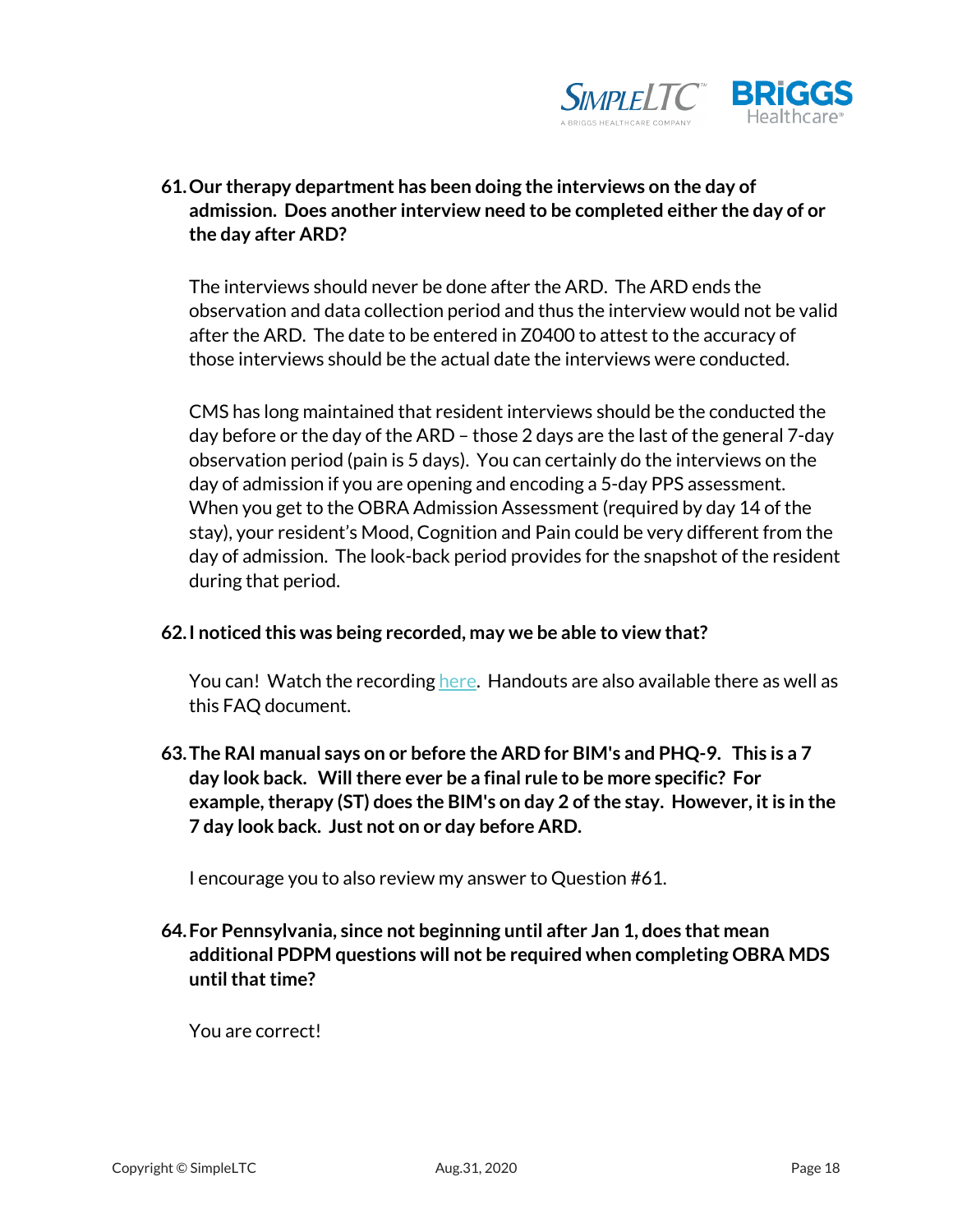**61. Our therapy department has been doing the interviews on the day of admission. Does another interview need to be completed either the day of or the day after ARD?**

The interviews should never be done after the ARD. The ARD ends the observation and data collection period and thus the interview would not be valid after the ARD. The date to be entered in Z0400 to attest to the accuracy of those interviews should be the actual date the interviews were conducted.

CMS has long maintained that resident interviews should be the conducted the day before or the day of the ARD – those 2 days are the last of the general 7-day observation period (pain is 5 days). You can certainly do the interviews on the day of admission if you are opening and encoding a 5-day PPS assessment. When you get to the OBRA Admission Assessment (required by day 14 of the stay), your resident's Mood, Cognition and Pain could be very different from the day of admission. The look-back period provides for the snapshot of the resident during that period.

**62. I noticed this was being recorded, may we be able to view that?**

You can! Watch the recording here. Handouts are also available there as well as this FAQ document.

**63. The RAI manual says on or before the ARD for BIM's and PHQ-9. This is a 7 day look back. Will there ever be a final rule to be more specific? For example, therapy (ST) does the BIM's on day 2 of the stay. However, it is in the 7 day look back. Just not on or day before ARD.**

I encourage you to also review my answer to Question #61.

**64. For Pennsylvania, since not beginning until after Jan 1, does that mean additional PDPM questions will not be required when completing OBRA MDS until that time?**

You are correct!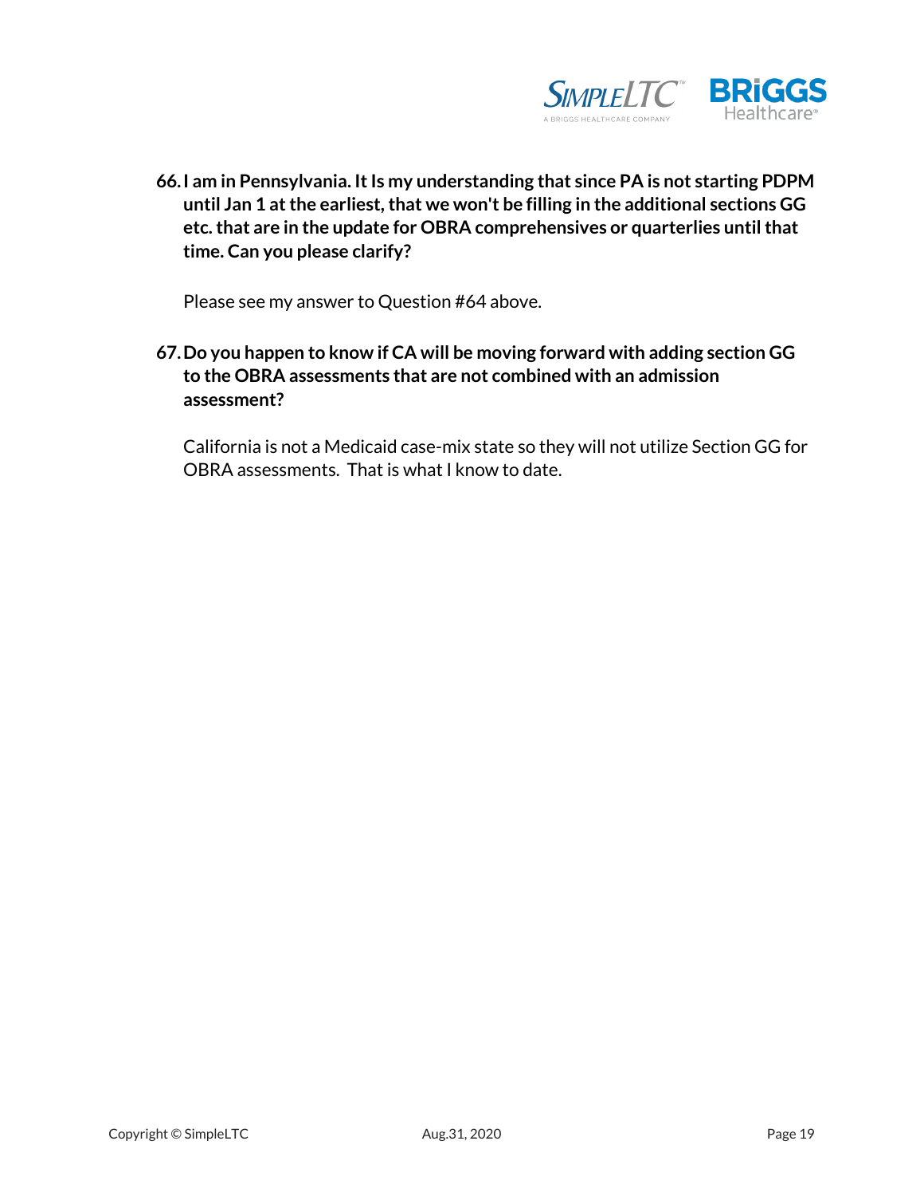**66. I am in Pennsylvania. It Is my understanding that since PA is not starting PDPM until Jan 1 at the earliest, that we won't be filling in the additional sections GG etc. that are in the update for OBRA comprehensives or quarterlies until that time. Can you please clarify?**

Please see my answer to Question #64 above.

**67. Do you happen to know if CA will be moving forward with adding section GG to the OBRA assessments that are not combined with an admission assessment?**

California is not a Medicaid case-mix state so they will not utilize Section GG for OBRA assessments. That is what I know to date.